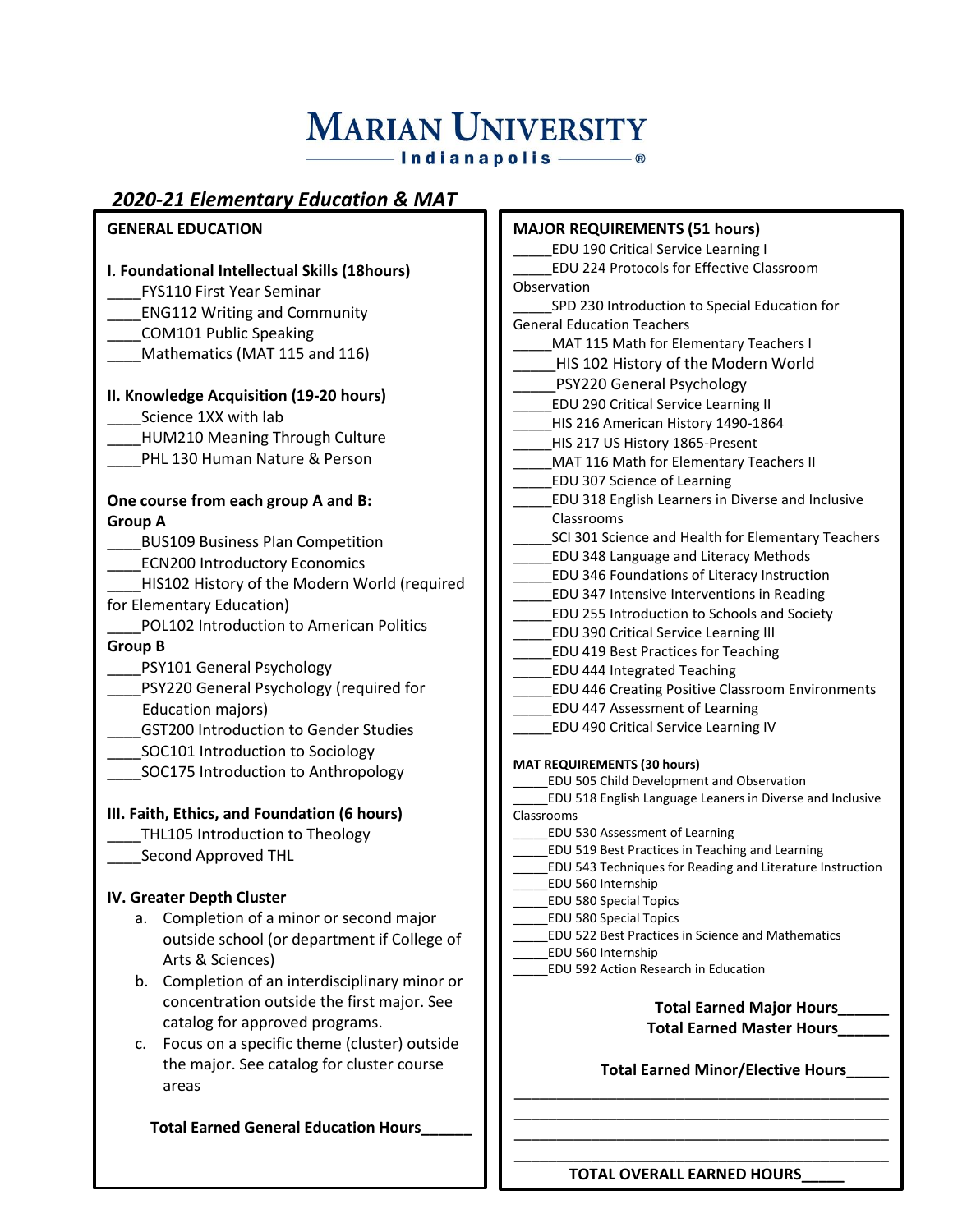# Marian University

Indianapolis

## *2020-21 Elementary Education & MAT*

### GENERAL EDUCATION

**I. Foundational Intellectual Skills (18hours)**

____FYS110 First Year Seminar
____ENG112 Writing and Community
____COM101 Public Speaking
____Mathematics (MAT 115 and 116)

**II. Knowledge Acquisition (19-20 hours)**

____Science 1XX with lab
____HUM210 Meaning Through Culture
____PHL 130 Human Nature & Person

**One course from each group A and B:**

**Group A**

____BUS109 Business Plan Competition
____ECN200 Introductory Economics
____HIS102 History of the Modern World (required for Elementary Education)
____POL102 Introduction to American Politics

**Group B**

____PSY101 General Psychology
____PSY220 General Psychology (required for Education majors)
____GST200 Introduction to Gender Studies
____SOC101 Introduction to Sociology
____SOC175 Introduction to Anthropology

**III. Faith, Ethics, and Foundation (6 hours)**

____THL105 Introduction to Theology
____Second Approved THL

**IV. Greater Depth Cluster**

a. Completion of a minor or second major outside school (or department if College of Arts & Sciences)
b. Completion of an interdisciplinary minor or concentration outside the first major. See catalog for approved programs.
c. Focus on a specific theme (cluster) outside the major. See catalog for cluster course areas

**Total Earned General Education Hours______**

### MAJOR REQUIREMENTS (51 hours)

_____EDU 190 Critical Service Learning I
_____EDU 224 Protocols for Effective Classroom Observation
_____SPD 230 Introduction to Special Education for General Education Teachers
_____MAT 115 Math for Elementary Teachers I
_____HIS 102 History of the Modern World
_____PSY220 General Psychology
_____EDU 290 Critical Service Learning II
_____HIS 216 American History 1490-1864
_____HIS 217 US History 1865-Present
_____MAT 116 Math for Elementary Teachers II
_____EDU 307 Science of Learning
_____EDU 318 English Learners in Diverse and Inclusive Classrooms
_____SCI 301 Science and Health for Elementary Teachers
_____EDU 348 Language and Literacy Methods
_____EDU 346 Foundations of Literacy Instruction
_____EDU 347 Intensive Interventions in Reading
_____EDU 255 Introduction to Schools and Society
_____EDU 390 Critical Service Learning III
_____EDU 419 Best Practices for Teaching
_____EDU 444 Integrated Teaching
_____EDU 446 Creating Positive Classroom Environments
_____EDU 447 Assessment of Learning
_____EDU 490 Critical Service Learning IV

**MAT REQUIREMENTS (30 hours)**

_____EDU 505 Child Development and Observation
_____EDU 518 English Language Leaners in Diverse and Inclusive Classrooms
_____EDU 530 Assessment of Learning
_____EDU 519 Best Practices in Teaching and Learning
_____EDU 543 Techniques for Reading and Literature Instruction
_____EDU 560 Internship
_____EDU 580 Special Topics
_____EDU 580 Special Topics
_____EDU 522 Best Practices in Science and Mathematics
_____EDU 560 Internship
_____EDU 592 Action Research in Education

**Total Earned Major Hours______**
**Total Earned Master Hours______**

**Total Earned Minor/Elective Hours_____**

______________________________________________
______________________________________________
______________________________________________
______________________________________________

**TOTAL OVERALL EARNED HOURS_____**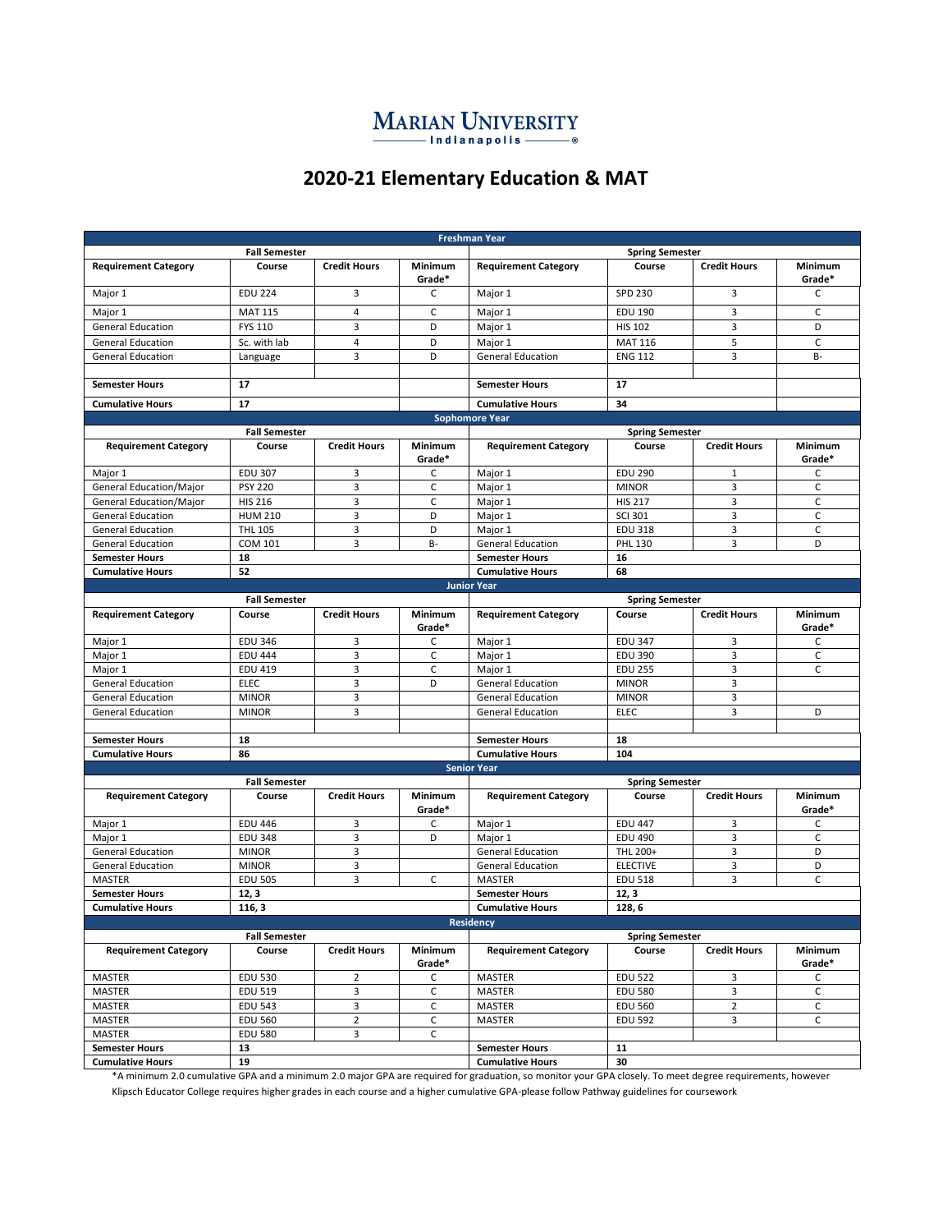**MARIAN UNIVERSITY**
**Indianapolis**

# 2020-21 Elementary Education & MAT

| Freshman Year | | | | | | | |
|---|---|---|---|---|---|---|---|
| **Fall Semester** | | | | **Spring Semester** | | | |
| **Requirement Category** | **Course** | **Credit Hours** | **Minimum Grade*** | **Requirement Category** | **Course** | **Credit Hours** | **Minimum Grade*** |
| Major 1 | EDU 224 | 3 | C | Major 1 | SPD 230 | 3 | C |
| Major 1 | MAT 115 | 4 | C | Major 1 | EDU 190 | 3 | C |
| General Education | FYS 110 | 3 | D | Major 1 | HIS 102 | 3 | D |
| General Education | Sc. with lab | 4 | D | Major 1 | MAT 116 | 5 | C |
| General Education | Language | 3 | D | General Education | ENG 112 | 3 | B- |
| | | | | | | | |
| **Semester Hours** | **17** | | | **Semester Hours** | **17** | | |
| **Cumulative Hours** | **17** | | | **Cumulative Hours** | **34** | | |

| Sophomore Year | | | | | | | |
|---|---|---|---|---|---|---|---|
| **Fall Semester** | | | | **Spring Semester** | | | |
| **Requirement Category** | **Course** | **Credit Hours** | **Minimum Grade*** | **Requirement Category** | **Course** | **Credit Hours** | **Minimum Grade*** |
| Major 1 | EDU 307 | 3 | C | Major 1 | EDU 290 | 1 | C |
| General Education/Major | PSY 220 | 3 | C | Major 1 | MINOR | 3 | C |
| General Education/Major | HIS 216 | 3 | C | Major 1 | HIS 217 | 3 | C |
| General Education | HUM 210 | 3 | D | Major 1 | SCI 301 | 3 | C |
| General Education | THL 105 | 3 | D | Major 1 | EDU 318 | 3 | C |
| General Education | COM 101 | 3 | B- | General Education | PHL 130 | 3 | D |
| **Semester Hours** | **18** | | | **Semester Hours** | **16** | | |
| **Cumulative Hours** | **52** | | | **Cumulative Hours** | **68** | | |

| Junior Year | | | | | | | |
|---|---|---|---|---|---|---|---|
| **Fall Semester** | | | | **Spring Semester** | | | |
| **Requirement Category** | **Course** | **Credit Hours** | **Minimum Grade*** | **Requirement Category** | **Course** | **Credit Hours** | **Minimum Grade*** |
| Major 1 | EDU 346 | 3 | C | Major 1 | EDU 347 | 3 | C |
| Major 1 | EDU 444 | 3 | C | Major 1 | EDU 390 | 3 | C |
| Major 1 | EDU 419 | 3 | C | Major 1 | EDU 255 | 3 | C |
| General Education | ELEC | 3 | D | General Education | MINOR | 3 | |
| General Education | MINOR | 3 | | General Education | MINOR | 3 | |
| General Education | MINOR | 3 | | General Education | ELEC | 3 | D |
| | | | | | | | |
| **Semester Hours** | **18** | | | **Semester Hours** | **18** | | |
| **Cumulative Hours** | **86** | | | **Cumulative Hours** | **104** | | |

| Senior Year | | | | | | | |
|---|---|---|---|---|---|---|---|
| **Fall Semester** | | | | **Spring Semester** | | | |
| **Requirement Category** | **Course** | **Credit Hours** | **Minimum Grade*** | **Requirement Category** | **Course** | **Credit Hours** | **Minimum Grade*** |
| Major 1 | EDU 446 | 3 | C | Major 1 | EDU 447 | 3 | C |
| Major 1 | EDU 348 | 3 | D | Major 1 | EDU 490 | 3 | C |
| General Education | MINOR | 3 | | General Education | THL 200+ | 3 | D |
| General Education | MINOR | 3 | | General Education | ELECTIVE | 3 | D |
| MASTER | EDU 505 | 3 | C | MASTER | EDU 518 | 3 | C |
| **Semester Hours** | **12, 3** | | | **Semester Hours** | **12, 3** | | |
| **Cumulative Hours** | **116, 3** | | | **Cumulative Hours** | **128, 6** | | |

| Residency | | | | | | | |
|---|---|---|---|---|---|---|---|
| **Fall Semester** | | | | **Spring Semester** | | | |
| **Requirement Category** | **Course** | **Credit Hours** | **Minimum Grade*** | **Requirement Category** | **Course** | **Credit Hours** | **Minimum Grade*** |
| MASTER | EDU 530 | 2 | C | MASTER | EDU 522 | 3 | C |
| MASTER | EDU 519 | 3 | C | MASTER | EDU 580 | 3 | C |
| MASTER | EDU 543 | 3 | C | MASTER | EDU 560 | 2 | C |
| MASTER | EDU 560 | 2 | C | MASTER | EDU 592 | 3 | C |
| MASTER | EDU 580 | 3 | C | | | | |
| **Semester Hours** | **13** | | | **Semester Hours** | **11** | | |
| **Cumulative Hours** | **19** | | | **Cumulative Hours** | **30** | | |

*A minimum 2.0 cumulative GPA and a minimum 2.0 major GPA are required for graduation, so monitor your GPA closely. To meet degree requirements, however Klipsch Educator College requires higher grades in each course and a higher cumulative GPA-please follow Pathway guidelines for coursework